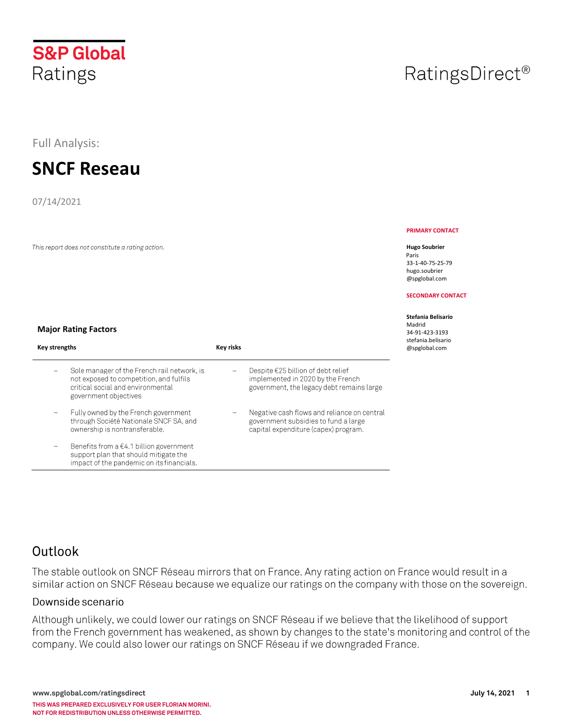S&P Global Ratings

RatingsDirect®

Full Analysis:

# SNCF Reseau

07/14/2021

*This report does not constitute a rating action.*

**PRIMARY CONTACT**

**Hugo Soubrier**
Paris
33-1-40-75-25-79
hugo.soubrier@spglobal.com

**SECONDARY CONTACT**

**Stefania Belisario**
Madrid
34-91-423-3193
stefania.belisario@spglobal.com

### Major Rating Factors

| Key strengths | Key risks |
|---|---|
| – Sole manager of the French rail network, is not exposed to competition, and fulfils critical social and environmental government objectives | – Despite €25 billion of debt relief implemented in 2020 by the French government, the legacy debt remains large |
| – Fully owned by the French government through Société Nationale SNCF SA, and ownership is nontransferable. | – Negative cash flows and reliance on central government subsidies to fund a large capital expenditure (capex) program. |
| – Benefits from a €4.1 billion government support plan that should mitigate the impact of the pandemic on its financials. | |

## Outlook

The stable outlook on SNCF Réseau mirrors that on France. Any rating action on France would result in a similar action on SNCF Réseau because we equalize our ratings on the company with those on the sovereign.

### Downside scenario

Although unlikely, we could lower our ratings on SNCF Réseau if we believe that the likelihood of support from the French government has weakened, as shown by changes to the state's monitoring and control of the company. We could also lower our ratings on SNCF Réseau if we downgraded France.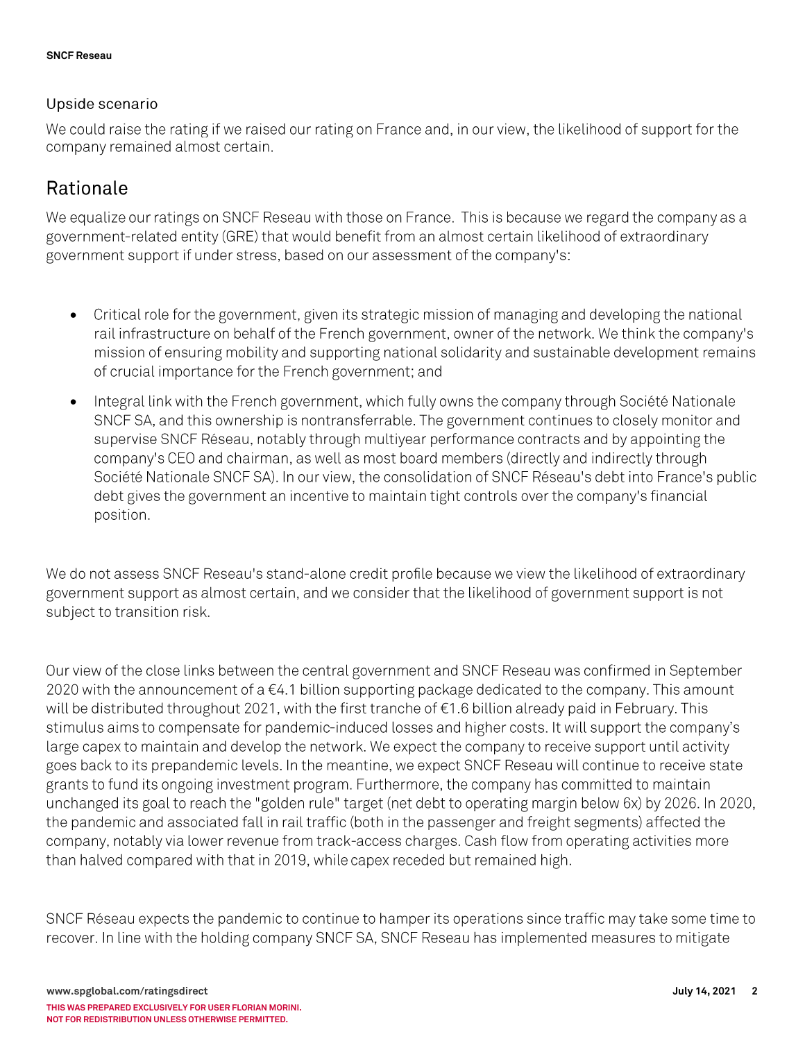### Upside scenario

We could raise the rating if we raised our rating on France and, in our view, the likelihood of support for the company remained almost certain.

## Rationale

We equalize our ratings on SNCF Reseau with those on France. This is because we regard the company as a government-related entity (GRE) that would benefit from an almost certain likelihood of extraordinary government support if under stress, based on our assessment of the company's:

- Critical role for the government, given its strategic mission of managing and developing the national rail infrastructure on behalf of the French government, owner of the network. We think the company's mission of ensuring mobility and supporting national solidarity and sustainable development remains of crucial importance for the French government; and
- Integral link with the French government, which fully owns the company through Société Nationale SNCF SA, and this ownership is nontransferrable. The government continues to closely monitor and supervise SNCF Réseau, notably through multiyear performance contracts and by appointing the company's CEO and chairman, as well as most board members (directly and indirectly through Société Nationale SNCF SA). In our view, the consolidation of SNCF Réseau's debt into France's public debt gives the government an incentive to maintain tight controls over the company's financial position.

We do not assess SNCF Reseau's stand-alone credit profile because we view the likelihood of extraordinary government support as almost certain, and we consider that the likelihood of government support is not subject to transition risk.

Our view of the close links between the central government and SNCF Reseau was confirmed in September 2020 with the announcement of a €4.1 billion supporting package dedicated to the company. This amount will be distributed throughout 2021, with the first tranche of €1.6 billion already paid in February. This stimulus aims to compensate for pandemic-induced losses and higher costs. It will support the company's large capex to maintain and develop the network. We expect the company to receive support until activity goes back to its prepandemic levels. In the meantine, we expect SNCF Reseau will continue to receive state grants to fund its ongoing investment program. Furthermore, the company has committed to maintain unchanged its goal to reach the "golden rule" target (net debt to operating margin below 6x) by 2026. In 2020, the pandemic and associated fall in rail traffic (both in the passenger and freight segments) affected the company, notably via lower revenue from track-access charges. Cash flow from operating activities more than halved compared with that in 2019, while capex receded but remained high.

SNCF Réseau expects the pandemic to continue to hamper its operations since traffic may take some time to recover. In line with the holding company SNCF SA, SNCF Reseau has implemented measures to mitigate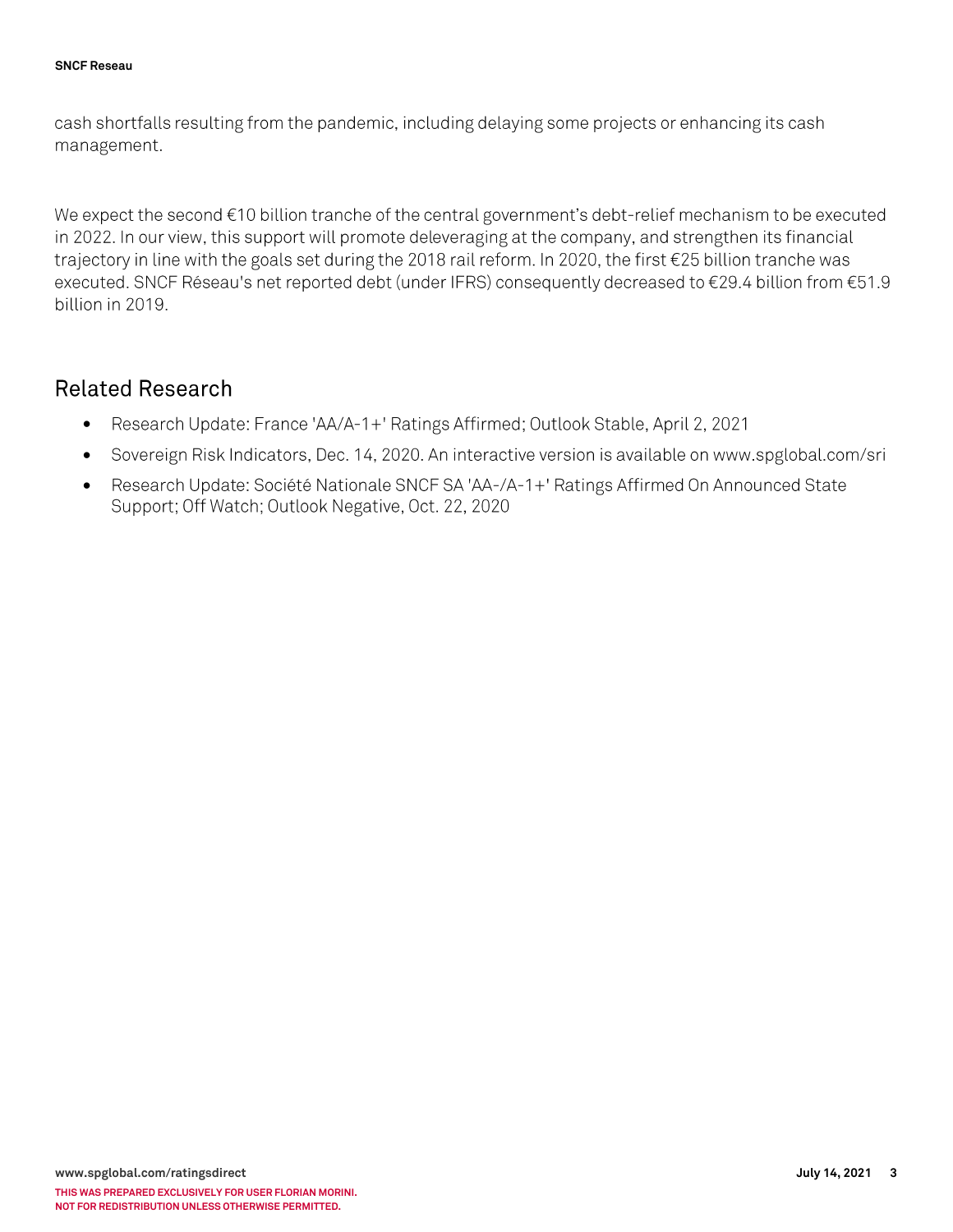cash shortfalls resulting from the pandemic, including delaying some projects or enhancing its cash management.

We expect the second €10 billion tranche of the central government's debt-relief mechanism to be executed in 2022. In our view, this support will promote deleveraging at the company, and strengthen its financial trajectory in line with the goals set during the 2018 rail reform. In 2020, the first €25 billion tranche was executed. SNCF Réseau's net reported debt (under IFRS) consequently decreased to €29.4 billion from €51.9 billion in 2019.

## Related Research

- Research Update: France 'AA/A-1+' Ratings Affirmed; Outlook Stable, April 2, 2021
- Sovereign Risk Indicators, Dec. 14, 2020. An interactive version is available on www.spglobal.com/sri
- Research Update: Société Nationale SNCF SA 'AA-/A-1+' Ratings Affirmed On Announced State Support; Off Watch; Outlook Negative, Oct. 22, 2020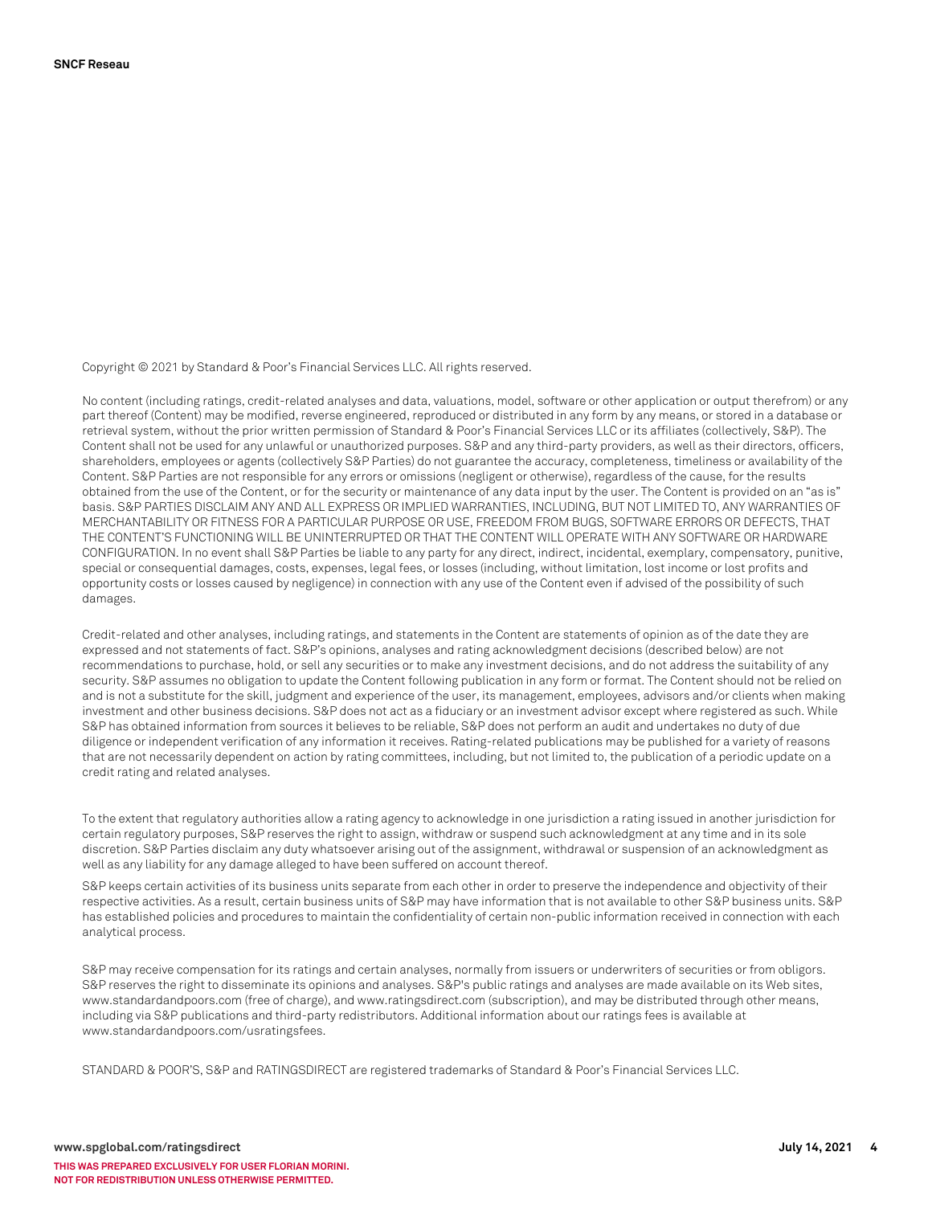Copyright © 2021 by Standard & Poor's Financial Services LLC. All rights reserved.

No content (including ratings, credit-related analyses and data, valuations, model, software or other application or output therefrom) or any part thereof (Content) may be modified, reverse engineered, reproduced or distributed in any form by any means, or stored in a database or retrieval system, without the prior written permission of Standard & Poor's Financial Services LLC or its affiliates (collectively, S&P). The Content shall not be used for any unlawful or unauthorized purposes. S&P and any third-party providers, as well as their directors, officers, shareholders, employees or agents (collectively S&P Parties) do not guarantee the accuracy, completeness, timeliness or availability of the Content. S&P Parties are not responsible for any errors or omissions (negligent or otherwise), regardless of the cause, for the results obtained from the use of the Content, or for the security or maintenance of any data input by the user. The Content is provided on an "as is" basis. S&P PARTIES DISCLAIM ANY AND ALL EXPRESS OR IMPLIED WARRANTIES, INCLUDING, BUT NOT LIMITED TO, ANY WARRANTIES OF MERCHANTABILITY OR FITNESS FOR A PARTICULAR PURPOSE OR USE, FREEDOM FROM BUGS, SOFTWARE ERRORS OR DEFECTS, THAT THE CONTENT'S FUNCTIONING WILL BE UNINTERRUPTED OR THAT THE CONTENT WILL OPERATE WITH ANY SOFTWARE OR HARDWARE CONFIGURATION. In no event shall S&P Parties be liable to any party for any direct, indirect, incidental, exemplary, compensatory, punitive, special or consequential damages, costs, expenses, legal fees, or losses (including, without limitation, lost income or lost profits and opportunity costs or losses caused by negligence) in connection with any use of the Content even if advised of the possibility of such damages.

Credit-related and other analyses, including ratings, and statements in the Content are statements of opinion as of the date they are expressed and not statements of fact. S&P's opinions, analyses and rating acknowledgment decisions (described below) are not recommendations to purchase, hold, or sell any securities or to make any investment decisions, and do not address the suitability of any security. S&P assumes no obligation to update the Content following publication in any form or format. The Content should not be relied on and is not a substitute for the skill, judgment and experience of the user, its management, employees, advisors and/or clients when making investment and other business decisions. S&P does not act as a fiduciary or an investment advisor except where registered as such. While S&P has obtained information from sources it believes to be reliable, S&P does not perform an audit and undertakes no duty of due diligence or independent verification of any information it receives. Rating-related publications may be published for a variety of reasons that are not necessarily dependent on action by rating committees, including, but not limited to, the publication of a periodic update on a credit rating and related analyses.

To the extent that regulatory authorities allow a rating agency to acknowledge in one jurisdiction a rating issued in another jurisdiction for certain regulatory purposes, S&P reserves the right to assign, withdraw or suspend such acknowledgment at any time and in its sole discretion. S&P Parties disclaim any duty whatsoever arising out of the assignment, withdrawal or suspension of an acknowledgment as well as any liability for any damage alleged to have been suffered on account thereof.

S&P keeps certain activities of its business units separate from each other in order to preserve the independence and objectivity of their respective activities. As a result, certain business units of S&P may have information that is not available to other S&P business units. S&P has established policies and procedures to maintain the confidentiality of certain non-public information received in connection with each analytical process.

S&P may receive compensation for its ratings and certain analyses, normally from issuers or underwriters of securities or from obligors. S&P reserves the right to disseminate its opinions and analyses. S&P's public ratings and analyses are made available on its Web sites, www.standardandpoors.com (free of charge), and www.ratingsdirect.com (subscription), and may be distributed through other means, including via S&P publications and third-party redistributors. Additional information about our ratings fees is available at www.standardandpoors.com/usratingsfees.

STANDARD & POOR'S, S&P and RATINGSDIRECT are registered trademarks of Standard & Poor's Financial Services LLC.